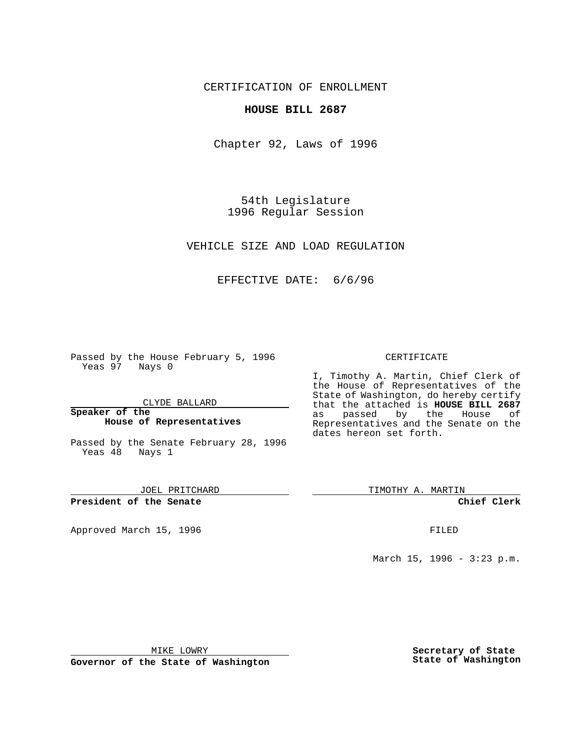CERTIFICATION OF ENROLLMENT

**HOUSE BILL 2687**

Chapter 92, Laws of 1996

54th Legislature
1996 Regular Session

VEHICLE SIZE AND LOAD REGULATION

EFFECTIVE DATE: 6/6/96

Passed by the House February 5, 1996
Yeas 97 Nays 0

CLYDE BALLARD

**Speaker of the House of Representatives**

Passed by the Senate February 28, 1996
Yeas 48 Nays 1

JOEL PRITCHARD

**President of the Senate**

Approved March 15, 1996

MIKE LOWRY

**Governor of the State of Washington**

CERTIFICATE

I, Timothy A. Martin, Chief Clerk of the House of Representatives of the State of Washington, do hereby certify that the attached is **HOUSE BILL 2687** as passed by the House of Representatives and the Senate on the dates hereon set forth.

TIMOTHY A. MARTIN

**Chief Clerk**

FILED

March 15, 1996 - 3:23 p.m.

**Secretary of State**
**State of Washington**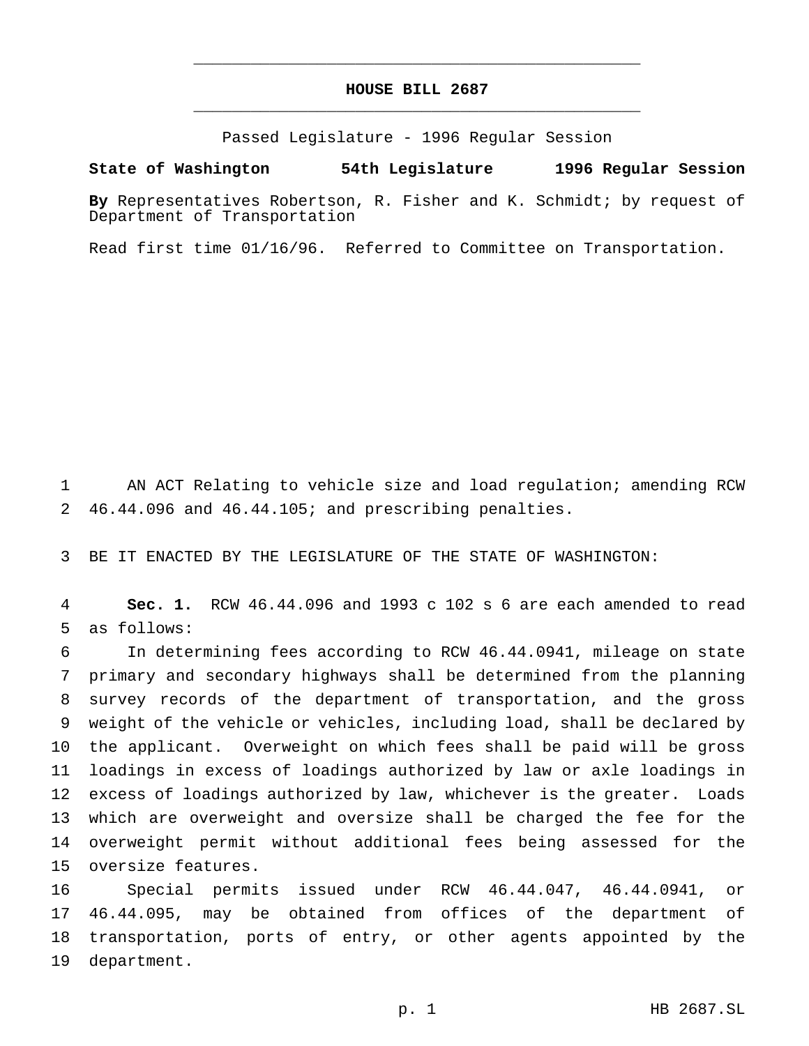# HOUSE BILL 2687

Passed Legislature - 1996 Regular Session

**State of Washington 54th Legislature 1996 Regular Session**

**By** Representatives Robertson, R. Fisher and K. Schmidt; by request of Department of Transportation

Read first time 01/16/96. Referred to Committee on Transportation.

1 AN ACT Relating to vehicle size and load regulation; amending RCW
2 46.44.096 and 46.44.105; and prescribing penalties.

3 BE IT ENACTED BY THE LEGISLATURE OF THE STATE OF WASHINGTON:

4 **Sec. 1.** RCW 46.44.096 and 1993 c 102 s 6 are each amended to read
5 as follows:

6 In determining fees according to RCW 46.44.0941, mileage on state
7 primary and secondary highways shall be determined from the planning
8 survey records of the department of transportation, and the gross
9 weight of the vehicle or vehicles, including load, shall be declared by
10 the applicant. Overweight on which fees shall be paid will be gross
11 loadings in excess of loadings authorized by law or axle loadings in
12 excess of loadings authorized by law, whichever is the greater. Loads
13 which are overweight and oversize shall be charged the fee for the
14 overweight permit without additional fees being assessed for the
15 oversize features.

16 Special permits issued under RCW 46.44.047, 46.44.0941, or
17 46.44.095, may be obtained from offices of the department of
18 transportation, ports of entry, or other agents appointed by the
19 department.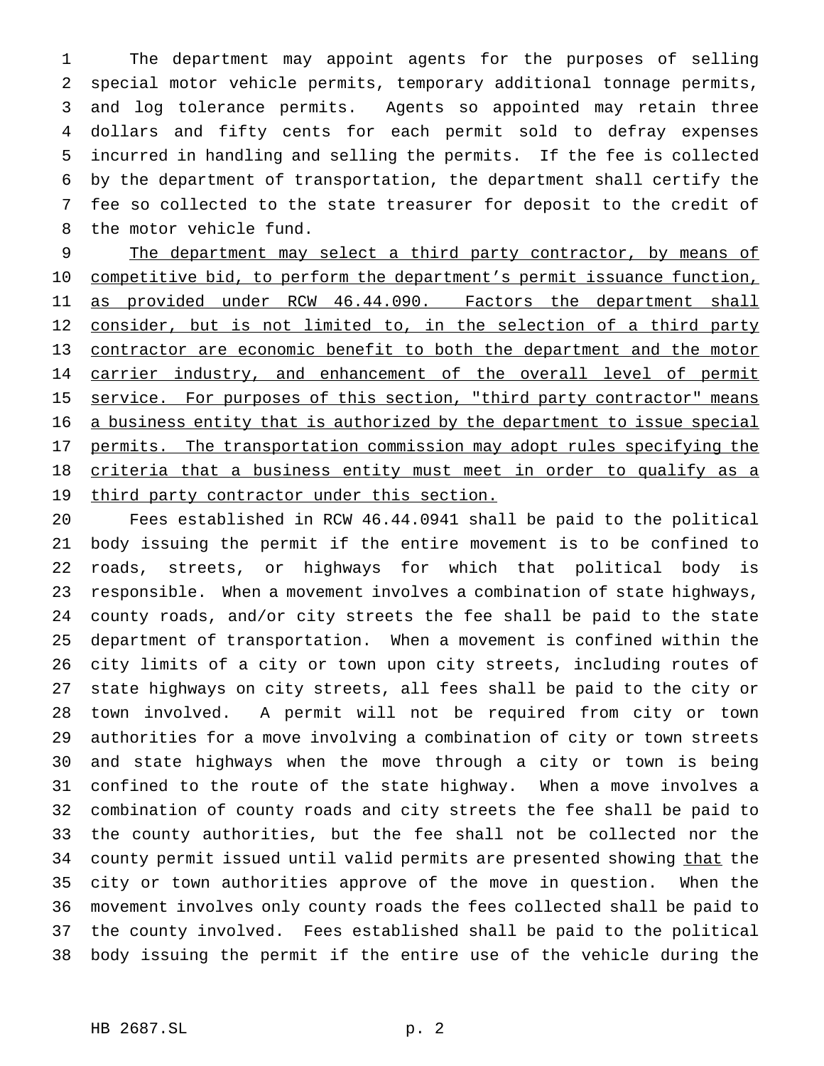The department may appoint agents for the purposes of selling special motor vehicle permits, temporary additional tonnage permits, and log tolerance permits. Agents so appointed may retain three dollars and fifty cents for each permit sold to defray expenses incurred in handling and selling the permits. If the fee is collected by the department of transportation, the department shall certify the fee so collected to the state treasurer for deposit to the credit of the motor vehicle fund.

<u>The department may select a third party contractor, by means of competitive bid, to perform the department's permit issuance function, as provided under RCW 46.44.090. Factors the department shall consider, but is not limited to, in the selection of a third party contractor are economic benefit to both the department and the motor carrier industry, and enhancement of the overall level of permit service. For purposes of this section, "third party contractor" means a business entity that is authorized by the department to issue special permits. The transportation commission may adopt rules specifying the criteria that a business entity must meet in order to qualify as a third party contractor under this section.</u>

Fees established in RCW 46.44.0941 shall be paid to the political body issuing the permit if the entire movement is to be confined to roads, streets, or highways for which that political body is responsible. When a movement involves a combination of state highways, county roads, and/or city streets the fee shall be paid to the state department of transportation. When a movement is confined within the city limits of a city or town upon city streets, including routes of state highways on city streets, all fees shall be paid to the city or town involved. A permit will not be required from city or town authorities for a move involving a combination of city or town streets and state highways when the move through a city or town is being confined to the route of the state highway. When a move involves a combination of county roads and city streets the fee shall be paid to the county authorities, but the fee shall not be collected nor the county permit issued until valid permits are presented showing <u>that</u> the city or town authorities approve of the move in question. When the movement involves only county roads the fees collected shall be paid to the county involved. Fees established shall be paid to the political body issuing the permit if the entire use of the vehicle during the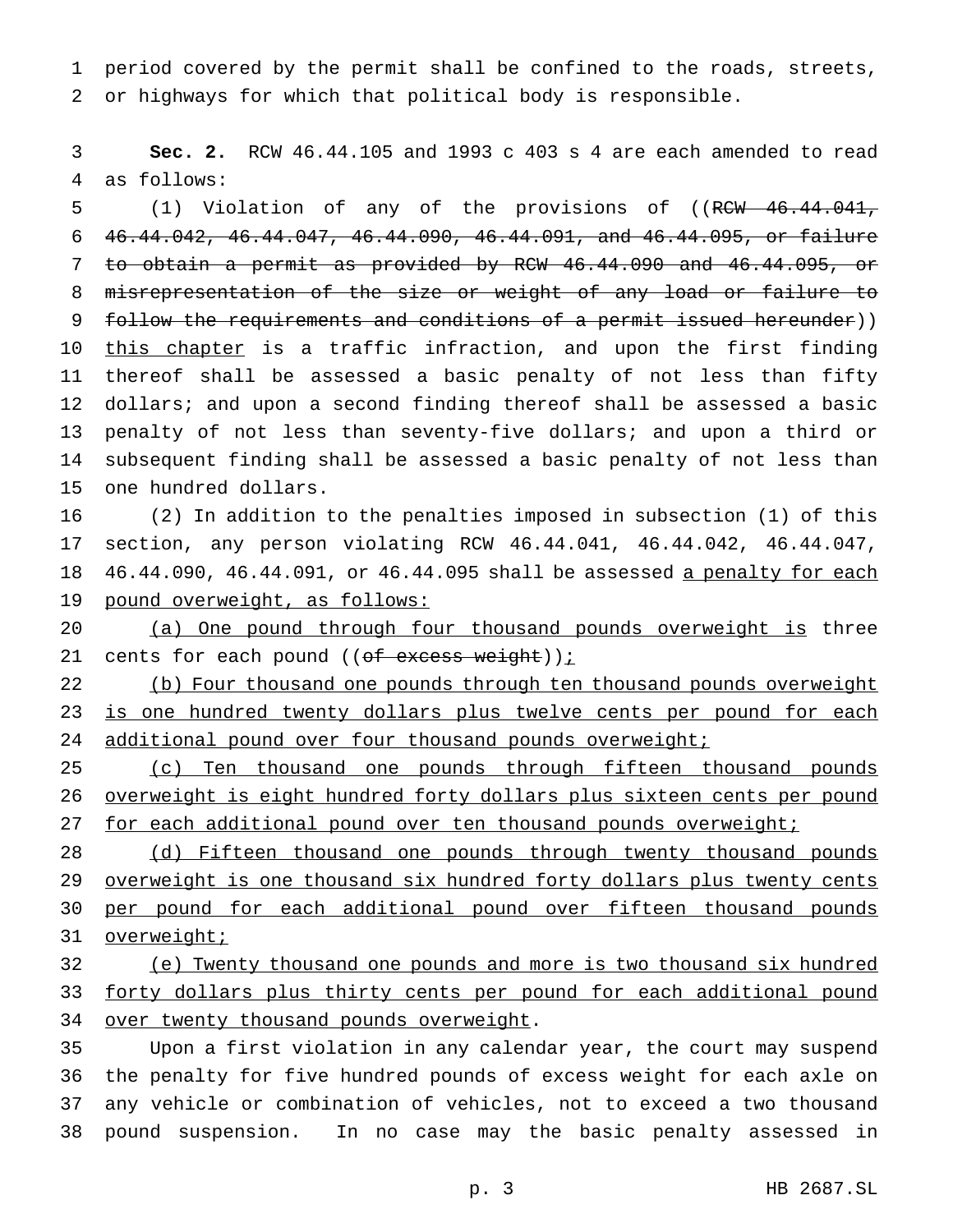period covered by the permit shall be confined to the roads, streets, or highways for which that political body is responsible.

**Sec. 2.** RCW 46.44.105 and 1993 c 403 s 4 are each amended to read as follows:

(1) Violation of any of the provisions of ((~~RCW 46.44.041, 46.44.042, 46.44.047, 46.44.090, 46.44.091, and 46.44.095, or failure to obtain a permit as provided by RCW 46.44.090 and 46.44.095, or misrepresentation of the size or weight of any load or failure to follow the requirements and conditions of a permit issued hereunder~~)) <u>this chapter</u> is a traffic infraction, and upon the first finding thereof shall be assessed a basic penalty of not less than fifty dollars; and upon a second finding thereof shall be assessed a basic penalty of not less than seventy-five dollars; and upon a third or subsequent finding shall be assessed a basic penalty of not less than one hundred dollars.

(2) In addition to the penalties imposed in subsection (1) of this section, any person violating RCW 46.44.041, 46.44.042, 46.44.047, 46.44.090, 46.44.091, or 46.44.095 shall be assessed <u>a penalty for each pound overweight, as follows:</u>

<u>(a) One pound through four thousand pounds overweight is</u> three cents for each pound ((~~of excess weight~~))<u>;</u>

<u>(b) Four thousand one pounds through ten thousand pounds overweight is one hundred twenty dollars plus twelve cents per pound for each additional pound over four thousand pounds overweight;</u>

<u>(c) Ten thousand one pounds through fifteen thousand pounds overweight is eight hundred forty dollars plus sixteen cents per pound for each additional pound over ten thousand pounds overweight;</u>

<u>(d) Fifteen thousand one pounds through twenty thousand pounds overweight is one thousand six hundred forty dollars plus twenty cents per pound for each additional pound over fifteen thousand pounds overweight;</u>

<u>(e) Twenty thousand one pounds and more is two thousand six hundred forty dollars plus thirty cents per pound for each additional pound over twenty thousand pounds overweight</u>.

Upon a first violation in any calendar year, the court may suspend the penalty for five hundred pounds of excess weight for each axle on any vehicle or combination of vehicles, not to exceed a two thousand pound suspension. In no case may the basic penalty assessed in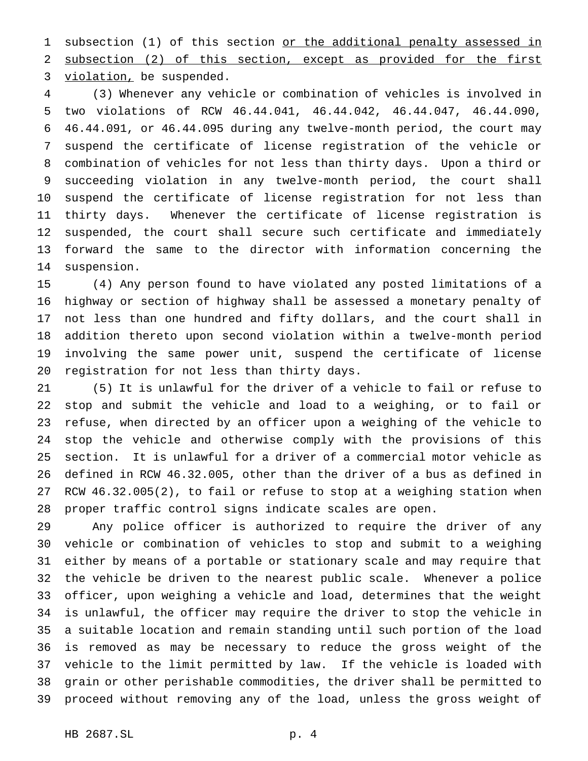subsection (1) of this section <u>or the additional penalty assessed in subsection (2) of this section, except as provided for the first violation,</u> be suspended.

(3) Whenever any vehicle or combination of vehicles is involved in two violations of RCW 46.44.041, 46.44.042, 46.44.047, 46.44.090, 46.44.091, or 46.44.095 during any twelve-month period, the court may suspend the certificate of license registration of the vehicle or combination of vehicles for not less than thirty days. Upon a third or succeeding violation in any twelve-month period, the court shall suspend the certificate of license registration for not less than thirty days. Whenever the certificate of license registration is suspended, the court shall secure such certificate and immediately forward the same to the director with information concerning the suspension.

(4) Any person found to have violated any posted limitations of a highway or section of highway shall be assessed a monetary penalty of not less than one hundred and fifty dollars, and the court shall in addition thereto upon second violation within a twelve-month period involving the same power unit, suspend the certificate of license registration for not less than thirty days.

(5) It is unlawful for the driver of a vehicle to fail or refuse to stop and submit the vehicle and load to a weighing, or to fail or refuse, when directed by an officer upon a weighing of the vehicle to stop the vehicle and otherwise comply with the provisions of this section. It is unlawful for a driver of a commercial motor vehicle as defined in RCW 46.32.005, other than the driver of a bus as defined in RCW 46.32.005(2), to fail or refuse to stop at a weighing station when proper traffic control signs indicate scales are open.

Any police officer is authorized to require the driver of any vehicle or combination of vehicles to stop and submit to a weighing either by means of a portable or stationary scale and may require that the vehicle be driven to the nearest public scale. Whenever a police officer, upon weighing a vehicle and load, determines that the weight is unlawful, the officer may require the driver to stop the vehicle in a suitable location and remain standing until such portion of the load is removed as may be necessary to reduce the gross weight of the vehicle to the limit permitted by law. If the vehicle is loaded with grain or other perishable commodities, the driver shall be permitted to proceed without removing any of the load, unless the gross weight of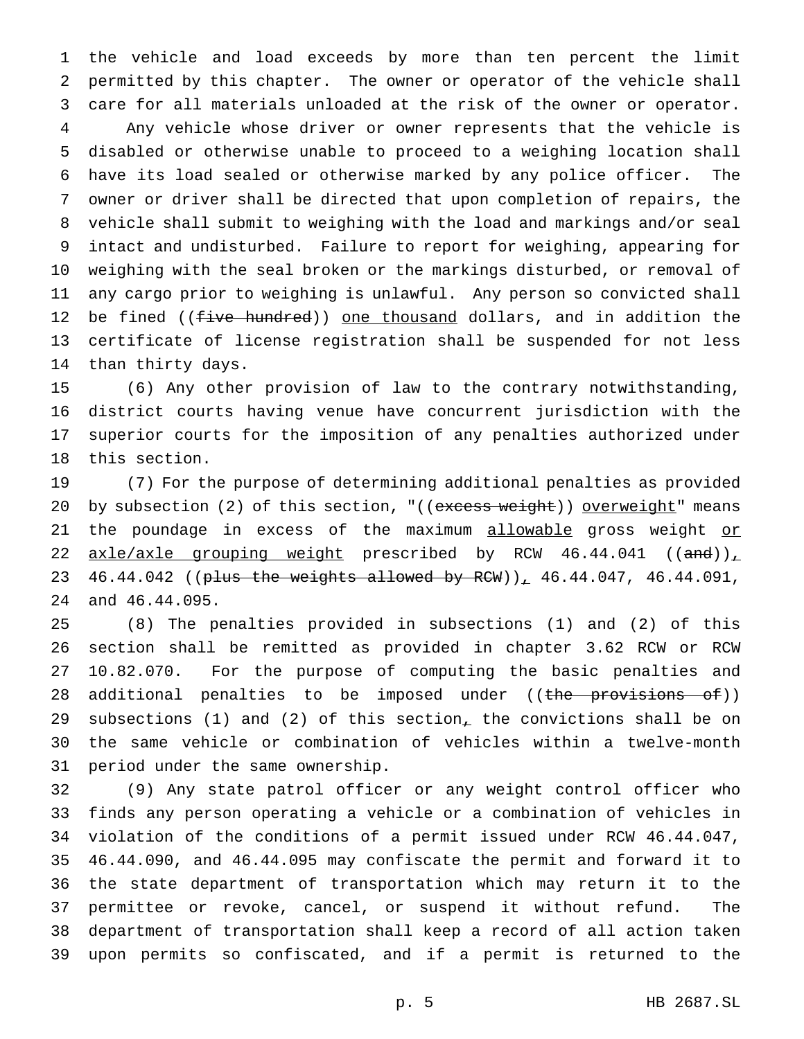the vehicle and load exceeds by more than ten percent the limit permitted by this chapter. The owner or operator of the vehicle shall care for all materials unloaded at the risk of the owner or operator.

Any vehicle whose driver or owner represents that the vehicle is disabled or otherwise unable to proceed to a weighing location shall have its load sealed or otherwise marked by any police officer. The owner or driver shall be directed that upon completion of repairs, the vehicle shall submit to weighing with the load and markings and/or seal intact and undisturbed. Failure to report for weighing, appearing for weighing with the seal broken or the markings disturbed, or removal of any cargo prior to weighing is unlawful. Any person so convicted shall be fined ((~~five hundred~~)) <u>one thousand</u> dollars, and in addition the certificate of license registration shall be suspended for not less than thirty days.

(6) Any other provision of law to the contrary notwithstanding, district courts having venue have concurrent jurisdiction with the superior courts for the imposition of any penalties authorized under this section.

(7) For the purpose of determining additional penalties as provided by subsection (2) of this section, "((~~excess weight~~)) <u>overweight</u>" means the poundage in excess of the maximum <u>allowable</u> gross weight <u>or axle/axle grouping weight</u> prescribed by RCW 46.44.041 ((~~and~~))<u>,</u> 46.44.042 ((~~plus the weights allowed by RCW~~))<u>,</u> 46.44.047, 46.44.091, and 46.44.095.

(8) The penalties provided in subsections (1) and (2) of this section shall be remitted as provided in chapter 3.62 RCW or RCW 10.82.070. For the purpose of computing the basic penalties and additional penalties to be imposed under ((~~the provisions of~~)) subsections (1) and (2) of this section<u>,</u> the convictions shall be on the same vehicle or combination of vehicles within a twelve-month period under the same ownership.

(9) Any state patrol officer or any weight control officer who finds any person operating a vehicle or a combination of vehicles in violation of the conditions of a permit issued under RCW 46.44.047, 46.44.090, and 46.44.095 may confiscate the permit and forward it to the state department of transportation which may return it to the permittee or revoke, cancel, or suspend it without refund. The department of transportation shall keep a record of all action taken upon permits so confiscated, and if a permit is returned to the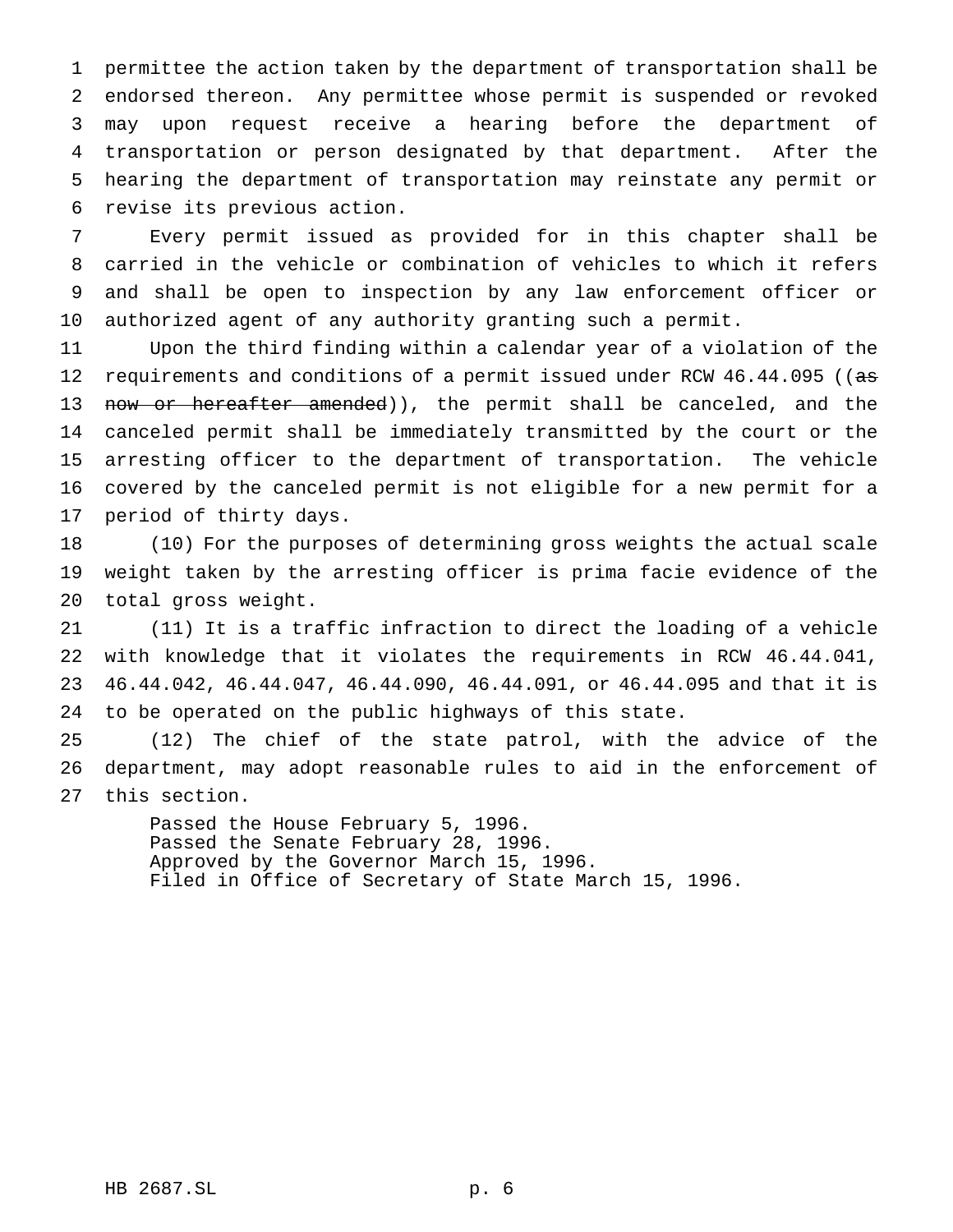permittee the action taken by the department of transportation shall be endorsed thereon. Any permittee whose permit is suspended or revoked may upon request receive a hearing before the department of transportation or person designated by that department. After the hearing the department of transportation may reinstate any permit or revise its previous action.

Every permit issued as provided for in this chapter shall be carried in the vehicle or combination of vehicles to which it refers and shall be open to inspection by any law enforcement officer or authorized agent of any authority granting such a permit.

Upon the third finding within a calendar year of a violation of the requirements and conditions of a permit issued under RCW 46.44.095 ((~~as now or hereafter amended~~)), the permit shall be canceled, and the canceled permit shall be immediately transmitted by the court or the arresting officer to the department of transportation. The vehicle covered by the canceled permit is not eligible for a new permit for a period of thirty days.

(10) For the purposes of determining gross weights the actual scale weight taken by the arresting officer is prima facie evidence of the total gross weight.

(11) It is a traffic infraction to direct the loading of a vehicle with knowledge that it violates the requirements in RCW 46.44.041, 46.44.042, 46.44.047, 46.44.090, 46.44.091, or 46.44.095 and that it is to be operated on the public highways of this state.

(12) The chief of the state patrol, with the advice of the department, may adopt reasonable rules to aid in the enforcement of this section.

Passed the House February 5, 1996.
Passed the Senate February 28, 1996.
Approved by the Governor March 15, 1996.
Filed in Office of Secretary of State March 15, 1996.